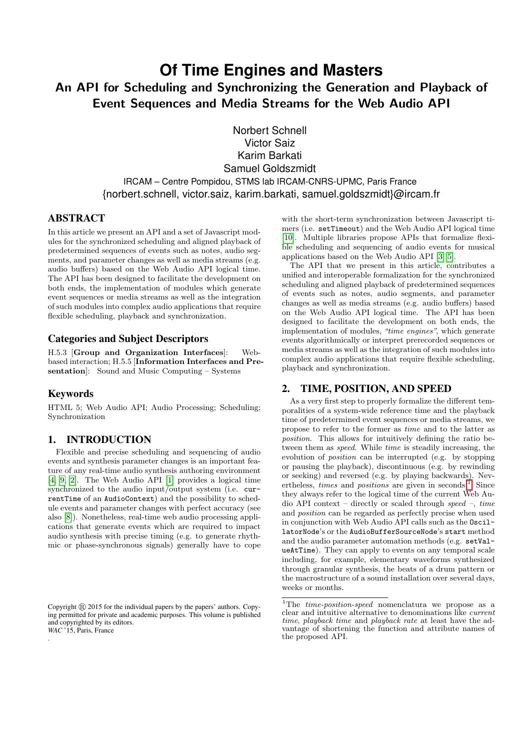# Of Time Engines and Masters

## An API for Scheduling and Synchronizing the Generation and Playback of Event Sequences and Media Streams for the Web Audio API

Norbert Schnell
Victor Saiz
Karim Barkati
Samuel Goldszmidt

IRCAM – Centre Pompidou, STMS lab IRCAM-CNRS-UPMC, Paris France
{norbert.schnell, victor.saiz, karim.barkati, samuel.goldszmidt}@ircam.fr

## ABSTRACT

In this article we present an API and a set of Javascript modules for the synchronized scheduling and aligned playback of predetermined sequences of events such as notes, audio segments, and parameter changes as well as media streams (e.g. audio buffers) based on the Web Audio API logical time. The API has been designed to facilitate the development on both ends, the implementation of modules which generate event sequences or media streams as well as the integration of such modules into complex audio applications that require flexible scheduling, playback and synchronization.

### Categories and Subject Descriptors

H.5.3 [**Group and Organization Interfaces**]: Web-based interaction; H.5.5 [**Information Interfaces and Presentation**]: Sound and Music Computing – Systems

### Keywords

HTML 5; Web Audio API; Audio Processing; Scheduling; Synchronization

## 1. INTRODUCTION

Flexible and precise scheduling and sequencing of audio events and synthesis parameter changes is an important feature of any real-time audio synthesis authoring environment [4, 9, 2]. The Web Audio API [1] provides a logical time synchronized to the audio input/output system (i.e. `currentTime` of an `AudioContext`) and the possibility to schedule events and parameter changes with perfect accuracy (see also [8]). Nonetheless, real-time web audio processing applications that generate events which are required to impact audio synthesis with precise timing (e.g. to generate rhythmic or phase-synchronous signals) generally have to cope with the short-term synchronization between Javascript timers (i.e. `setTimeout`) and the Web Audio API logical time [10]. Multiple libraries propose APIs that formalize flexible scheduling and sequencing of audio events for musical applications based on the Web Audio API [3, 5].

The API that we present in this article, contributes a unified and interoperable formalization for the synchronized scheduling and aligned playback of predetermined sequences of events such as notes, audio segments, and parameter changes as well as media streams (e.g. audio buffers) based on the Web Audio API logical time. The API has been designed to facilitate the development on both ends, the implementation of modules, *"time engines"*, which generate events algorithmically or interpret prerecorded sequences or media streams as well as the integration of such modules into complex audio applications that require flexible scheduling, playback and synchronization.

## 2. TIME, POSITION, AND SPEED

As a very first step to properly formalize the different temporalities of a system-wide reference time and the playback time of predetermined event sequences or media streams, we propose to refer to the former as *time* and to the latter as *position*. This allows for intuitively defining the ratio between them as *speed*. While *time* is steadily increasing, the evolution of *position* can be interrupted (e.g. by stopping or pausing the playback), discontinuous (e.g. by rewinding or seeking) and reversed (e.g. by playing backwards). Nevertheless, *times* and *positions* are given in seconds[1]. Since they always refer to the logical time of the current Web Audio API context – directly or scaled through *speed* –, *time* and *position* can be regarded as perfectly precise when used in conjunction with Web Audio API calls such as the `OscillatorNode`'s or the `AudioBufferSourceNode`'s `start` method and the audio parameter automation methods (e.g. `setValueAtTime`). They can apply to events on any temporal scale including, for example, elementary waveforms synthesized through granular synthesis, the beats of a drum pattern or the macrostructure of a sound installation over several days, weeks or months.

[1]The *time-position-speed* nomenclatura we propose as a clear and intuitive alternative to denominations like *current time*, *playback time* and *playback rate* at least have the advantage of shortening the function and attribute names of the proposed API.

Copyright © 2015 for the individual papers by the papers' authors. Copying permitted for private and academic purposes. This volume is published and copyrighted by its editors.
*WAC* '15, Paris, France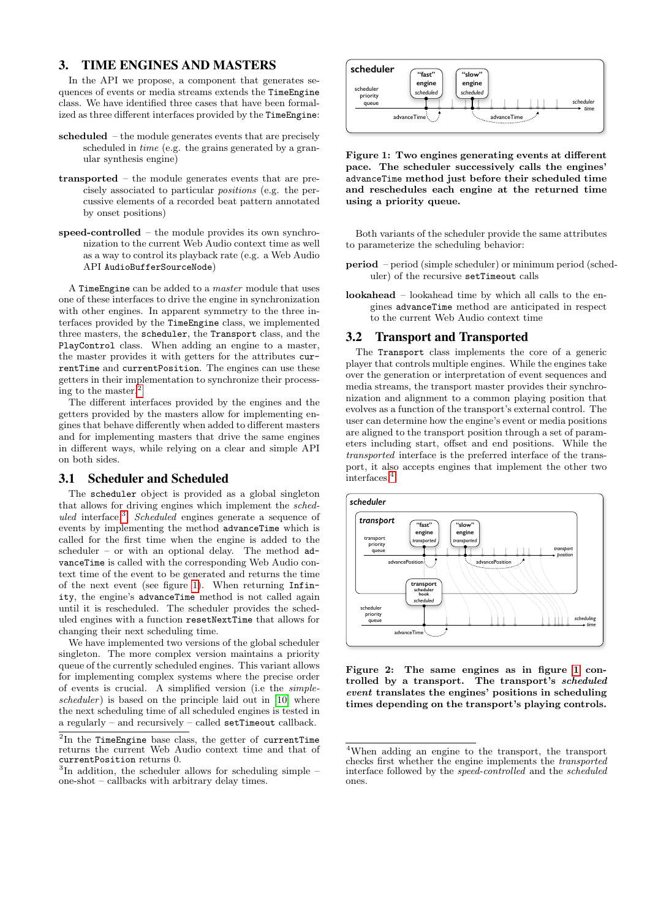## 3. TIME ENGINES AND MASTERS

In the API we propose, a component that generates sequences of events or media streams extends the `TimeEngine` class. We have identified three cases that have been formalized as three different interfaces provided by the `TimeEngine`:

**scheduled** – the module generates events that are precisely scheduled in *time* (e.g. the grains generated by a granular synthesis engine)

**transported** – the module generates events that are precisely associated to particular *positions* (e.g. the percussive elements of a recorded beat pattern annotated by onset positions)

**speed-controlled** – the module provides its own synchronization to the current Web Audio context time as well as a way to control its playback rate (e.g. a Web Audio API `AudioBufferSourceNode`)

A `TimeEngine` can be added to a *master* module that uses one of these interfaces to drive the engine in synchronization with other engines. In apparent symmetry to the three interfaces provided by the `TimeEngine` class, we implemented three masters, the `scheduler`, the `Transport` class, and the `PlayControl` class. When adding an engine to a master, the master provides it with getters for the attributes `currentTime` and `currentPosition`. The engines can use these getters in their implementation to synchronize their processing to the master.[2]

The different interfaces provided by the engines and the getters provided by the masters allow for implementing engines that behave differently when added to different masters and for implementing masters that drive the same engines in different ways, while relying on a clear and simple API on both sides.

### 3.1 Scheduler and Scheduled

The `scheduler` object is provided as a global singleton that allows for driving engines which implement the *scheduled* interface.[3] *Scheduled* engines generate a sequence of events by implementing the method `advanceTime` which is called for the first time when the engine is added to the scheduler – or with an optional delay. The method `advanceTime` is called with the corresponding Web Audio context time of the event to be generated and returns the time of the next event (see figure 1). When returning `Infinity`, the engine's `advanceTime` method is not called again until it is rescheduled. The scheduler provides the scheduled engines with a function `resetNextTime` that allows for changing their next scheduling time.

We have implemented two versions of the global scheduler singleton. The more complex version maintains a priority queue of the currently scheduled engines. This variant allows for implementing complex systems where the precise order of events is crucial. A simplified version (i.e the *simple-scheduler*) is based on the principle laid out in [10] where the next scheduling time of all scheduled engines is tested in a regularly – and recursively – called `setTimeout` callback.

[2]In the `TimeEngine` base class, the getter of `currentTime` returns the current Web Audio context time and that of `currentPosition` returns 0.

[3]In addition, the scheduler allows for scheduling simple – one-shot – callbacks with arbitrary delay times.

**Figure 1: Two engines generating events at different pace. The scheduler successively calls the engines' `advanceTime` method just before their scheduled time and reschedules each engine at the returned time using a priority queue.**

Both variants of the scheduler provide the same attributes to parameterize the scheduling behavior:

**period** – period (simple scheduler) or minimum period (scheduler) of the recursive `setTimeout` calls

**lookahead** – lookahead time by which all calls to the engines `advanceTime` method are anticipated in respect to the current Web Audio context time

### 3.2 Transport and Transported

The `Transport` class implements the core of a generic player that controls multiple engines. While the engines take over the generation or interpretation of event sequences and media streams, the transport master provides their synchronization and alignment to a common playing position that evolves as a function of the transport's external control. The user can determine how the engine's event or media positions are aligned to the transport position through a set of parameters including start, offset and end positions. While the *transported* interface is the preferred interface of the transport, it also accepts engines that implement the other two interfaces.[4]

**Figure 2: The same engines as in figure 1 controlled by a transport. The transport's *scheduled event* translates the engines' positions in scheduling times depending on the transport's playing controls.**

[4]When adding an engine to the transport, the transport checks first whether the engine implements the *transported* interface followed by the *speed-controlled* and the *scheduled* ones.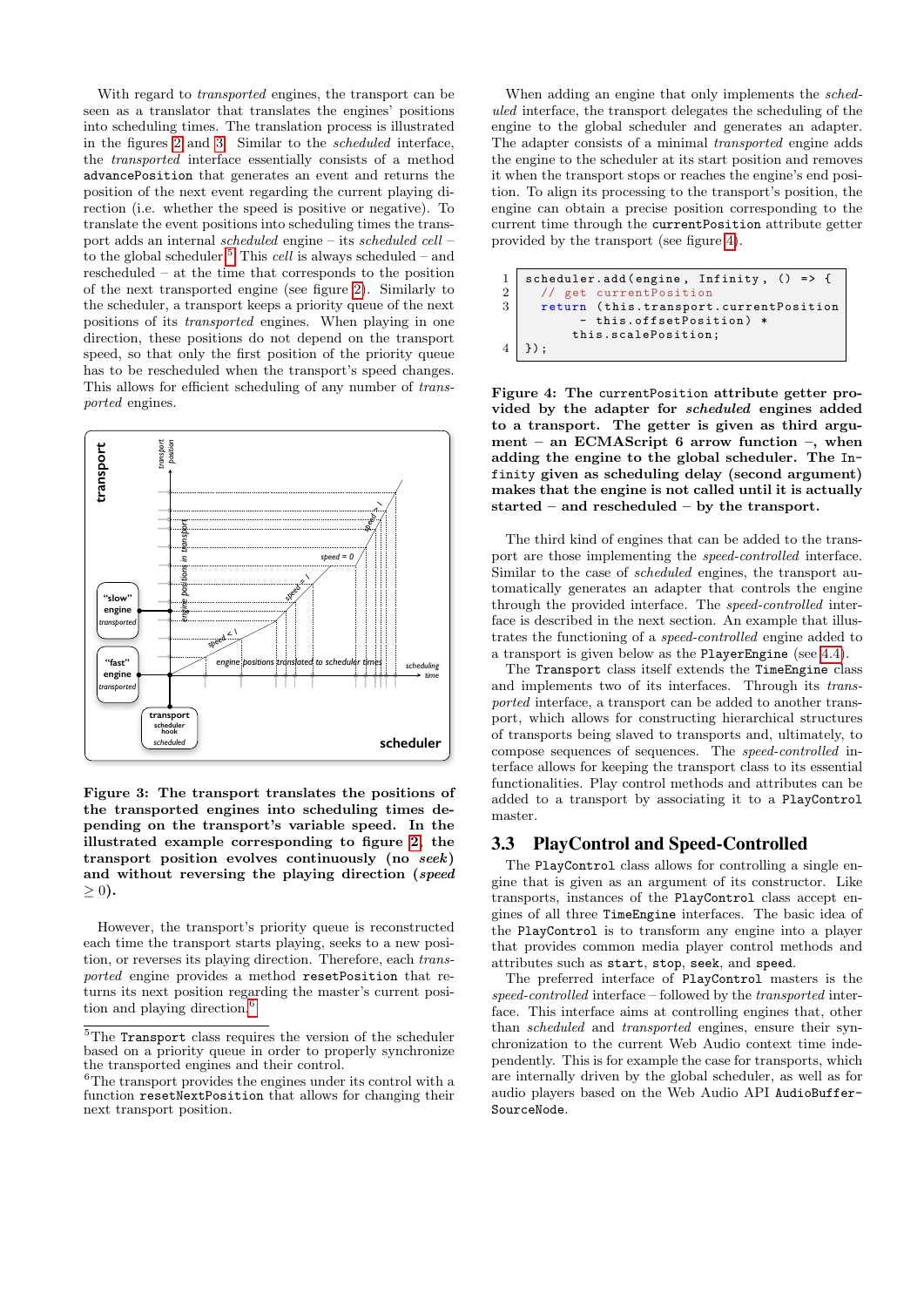With regard to *transported* engines, the transport can be seen as a translator that translates the engines' positions into scheduling times. The translation process is illustrated in the figures 2 and 3. Similar to the *scheduled* interface, the *transported* interface essentially consists of a method `advancePosition` that generates an event and returns the position of the next event regarding the current playing direction (i.e. whether the speed is positive or negative). To translate the event positions into scheduling times the transport adds an internal *scheduled* engine – its *scheduled cell* – to the global scheduler.[5] This *cell* is always scheduled – and rescheduled – at the time that corresponds to the position of the next transported engine (see figure 2). Similarly to the scheduler, a transport keeps a priority queue of the next positions of its *transported* engines. When playing in one direction, these positions do not depend on the transport speed, so that only the first position of the priority queue has to be rescheduled when the transport's speed changes. This allows for efficient scheduling of any number of *transported* engines.

**Figure 3: The transport translates the positions of the transported engines into scheduling times depending on the transport's variable speed. In the illustrated example corresponding to figure 2, the transport position evolves continuously (no *seek*) and without reversing the playing direction (*speed* $\geq 0$).**

However, the transport's priority queue is reconstructed each time the transport starts playing, seeks to a new position, or reverses its playing direction. Therefore, each *transported* engine provides a method `resetPosition` that returns its next position regarding the master's current position and playing direction.[6]

When adding an engine that only implements the *scheduled* interface, the transport delegates the scheduling of the engine to the global scheduler and generates an adapter. The adapter consists of a minimal *transported* engine adds the engine to the scheduler at its start position and removes it when the transport stops or reaches the engine's end position. To align its processing to the transport's position, the engine can obtain a precise position corresponding to the current time through the `currentPosition` attribute getter provided by the transport (see figure 4).

```
1 scheduler.add(engine, Infinity, () => {
2   // get currentPosition
3   return (this.transport.currentPosition
      - this.offsetPosition) *
      this.scalePosition;
4 });
```

**Figure 4: The `currentPosition` attribute getter provided by the adapter for *scheduled* engines added to a transport. The getter is given as third argument – an ECMAScript 6 arrow function –, when adding the engine to the global scheduler. The `Infinity` given as scheduling delay (second argument) makes that the engine is not called until it is actually started – and rescheduled – by the transport.**

The third kind of engines that can be added to the transport are those implementing the *speed-controlled* interface. Similar to the case of *scheduled* engines, the transport automatically generates an adapter that controls the engine through the provided interface. The *speed-controlled* interface is described in the next section. An example that illustrates the functioning of a *speed-controlled* engine added to a transport is given below as the `PlayerEngine` (see 4.4).

The `Transport` class itself extends the `TimeEngine` class and implements two of its interfaces. Through its *transported* interface, a transport can be added to another transport, which allows for constructing hierarchical structures of transports being slaved to transports and, ultimately, to compose sequences of sequences. The *speed-controlled* interface allows for keeping the transport class to its essential functionalities. Play control methods and attributes can be added to a transport by associating it to a `PlayControl` master.

## 3.3 PlayControl and Speed-Controlled

The `PlayControl` class allows for controlling a single engine that is given as an argument of its constructor. Like transports, instances of the `PlayControl` class accept engines of all three `TimeEngine` interfaces. The basic idea of the `PlayControl` is to transform any engine into a player that provides common media player control methods and attributes such as `start`, `stop`, `seek`, and `speed`.

The preferred interface of `PlayControl` masters is the *speed-controlled* interface – followed by the *transported* interface. This interface aims at controlling engines that, other than *scheduled* and *transported* engines, ensure their synchronization to the current Web Audio context time independently. This is for example the case for transports, which are internally driven by the global scheduler, as well as for audio players based on the Web Audio API `AudioBufferSourceNode`.

[5] The `Transport` class requires the version of the scheduler based on a priority queue in order to properly synchronize the transported engines and their control.

[6] The transport provides the engines under its control with a function `resetNextPosition` that allows for changing their next transport position.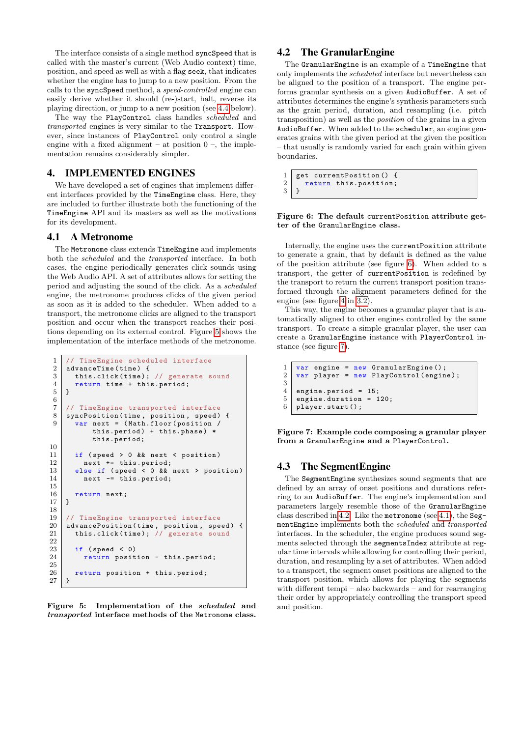The interface consists of a single method `syncSpeed` that is called with the master's current (Web Audio context) time, position, and speed as well as with a flag `seek`, that indicates whether the engine has to jump to a new position. From the calls to the `syncSpeed` method, a *speed-controlled* engine can easily derive whether it should (re-)start, halt, reverse its playing direction, or jump to a new position (see 4.4 below).

The way the `PlayControl` class handles *scheduled* and *transported* engines is very similar to the `Transport`. However, since instances of `PlayControl` only control a single engine with a fixed alignment – at position 0 –, the implementation remains considerably simpler.

## 4. IMPLEMENTED ENGINES

We have developed a set of engines that implement different interfaces provided by the `TimeEngine` class. Here, they are included to further illustrate both the functioning of the `TimeEngine` API and its masters as well as the motivations for its development.

### 4.1 A Metronome

The `Metronome` class extends `TimeEngine` and implements both the *scheduled* and the *transported* interface. In both cases, the engine periodically generates click sounds using the Web Audio API. A set of attributes allows for setting the period and adjusting the sound of the click. As a *scheduled* engine, the metronome produces clicks of the given period as soon as it is added to the scheduler. When added to a transport, the metronome clicks are aligned to the transport position and occur when the transport reaches their positions depending on its external control. Figure 5 shows the implementation of the interface methods of the metronome.

```
// TimeEngine scheduled interface
advanceTime(time) {
  this.click(time); // generate sound
  return time + this.period;
}

// TimeEngine transported interface
syncPosition(time, position, speed) {
  var next = (Math.floor(position /
      this.period) + this.phase) *
      this.period;

  if (speed > 0 && next < position)
    next += this.period;
  else if (speed < 0 && next > position)
    next -= this.period;

  return next;
}

// TimeEngine transported interface
advancePosition(time, position, speed) {
  this.click(time); // generate sound

  if (speed < 0)
    return position - this.period;

  return position + this.period;
}
```

**Figure 5: Implementation of the *scheduled* and *transported* interface methods of the Metronome class.**

### 4.2 The GranularEngine

The `GranularEngine` is an example of a `TimeEngine` that only implements the *scheduled* interface but nevertheless can be aligned to the position of a transport. The engine performs granular synthesis on a given `AudioBuffer`. A set of attributes determines the engine's synthesis parameters such as the grain period, duration, and resampling (i.e. pitch transposition) as well as the *position* of the grains in a given `AudioBuffer`. When added to the `scheduler`, an engine generates grains with the given period at the given the position – that usually is randomly varied for each grain within given boundaries.

```
get currentPosition() {
  return this.position;
}
```

**Figure 6: The default `currentPosition` attribute getter of the `GranularEngine` class.**

Internally, the engine uses the `currentPosition` attribute to generate a grain, that by default is defined as the value of the position attribute (see figure 6). When added to a transport, the getter of `currentPosition` is redefined by the transport to return the current transport position transformed through the alignment parameters defined for the engine (see figure 4 in 3.2).

This way, the engine becomes a granular player that is automatically aligned to other engines controlled by the same transport. To create a simple granular player, the user can create a `GranularEngine` instance with `PlayerControl` instance (see figure 7).

```
var engine = new GranularEngine();
var player = new PlayControl(engine);

engine.period = 15;
engine.duration = 120;
player.start();
```

**Figure 7: Example code composing a granular player from a `GranularEngine` and a `PlayerControl`.**

### 4.3 The SegmentEngine

The `SegmentEngine` synthesizes sound segments that are defined by an array of onset positions and durations referring to an `AudioBuffer`. The engine's implementation and parameters largely resemble those of the `GranularEngine` class described in 4.2. Like the `metronome` (see 4.1), the `SegmentEngine` implements both the *scheduled* and *transported* interfaces. In the scheduler, the engine produces sound segments selected through the `segmentsIndex` attribute at regular time intervals while allowing for controlling their period, duration, and resampling by a set of attributes. When added to a transport, the segment onset positions are aligned to the transport position, which allows for playing the segments with different tempi – also backwards – and for rearranging their order by appropriately controlling the transport speed and position.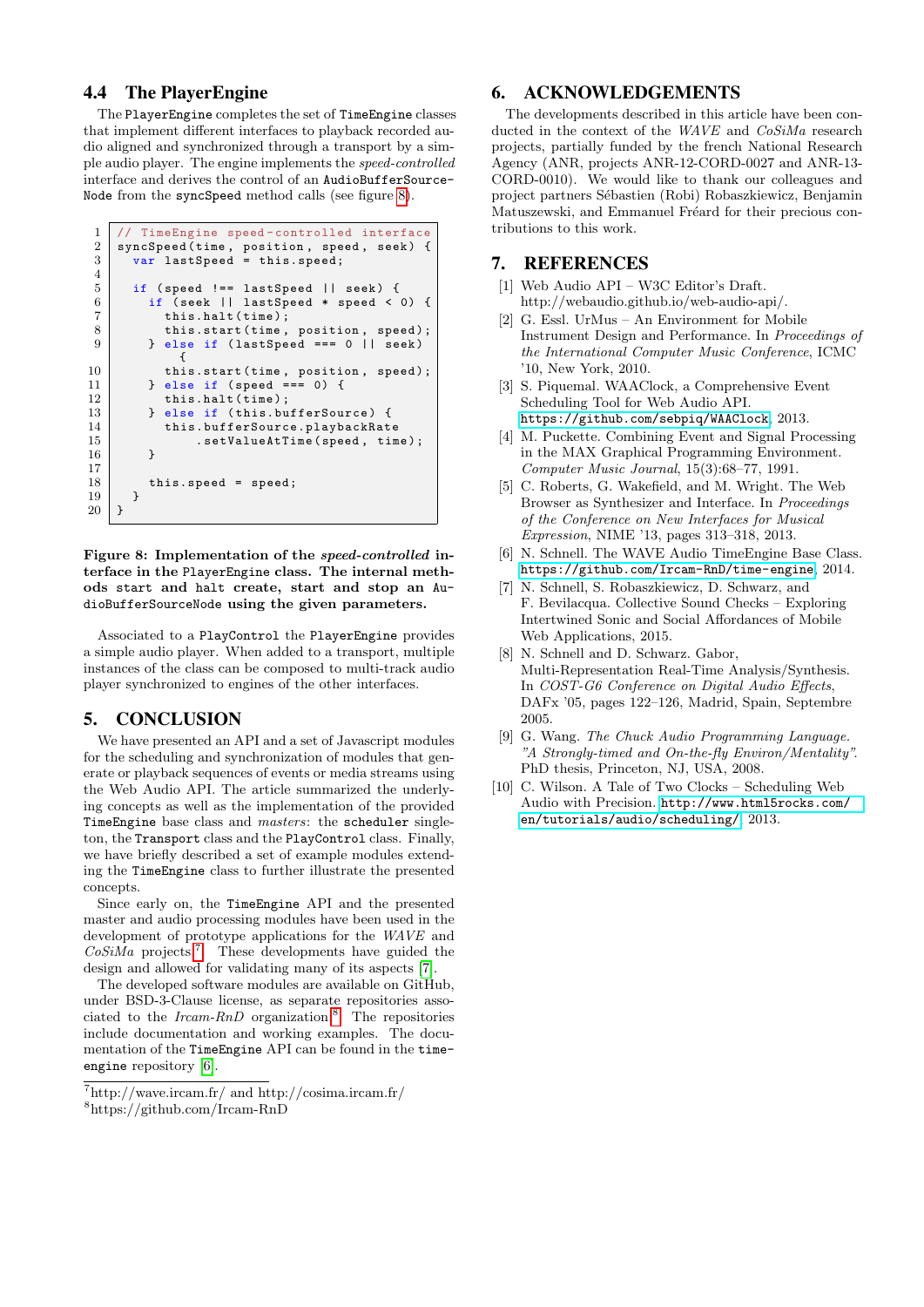### 4.4 The PlayerEngine

The `PlayerEngine` completes the set of `TimeEngine` classes that implement different interfaces to playback recorded audio aligned and synchronized through a transport by a simple audio player. The engine implements the *speed-controlled* interface and derives the control of an `AudioBufferSourceNode` from the `syncSpeed` method calls (see figure 8).

```
 1  // TimeEngine speed-controlled interface
 2  syncSpeed(time, position, speed, seek) {
 3    var lastSpeed = this.speed;
 4
 5    if (speed !== lastSpeed || seek) {
 6      if (seek || lastSpeed * speed < 0) {
 7        this.halt(time);
 8        this.start(time, position, speed);
 9      } else if (lastSpeed === 0 || seek)
          {
10        this.start(time, position, speed);
11      } else if (speed === 0) {
12        this.halt(time);
13      } else if (this.bufferSource) {
14        this.bufferSource.playbackRate
15            .setValueAtTime(speed, time);
16      }
17
18      this.speed = speed;
19    }
20  }
```

**Figure 8: Implementation of the *speed-controlled* interface in the `PlayerEngine` class. The internal methods `start` and `halt` create, start and stop an `AudioBufferSourceNode` using the given parameters.**

Associated to a `PlayControl` the `PlayerEngine` provides a simple audio player. When added to a transport, multiple instances of the class can be composed to multi-track audio player synchronized to engines of the other interfaces.

## 5. CONCLUSION

We have presented an API and a set of Javascript modules for the scheduling and synchronization of modules that generate or playback sequences of events or media streams using the Web Audio API. The article summarized the underlying concepts as well as the implementation of the provided `TimeEngine` base class and *masters*: the `scheduler` singleton, the `Transport` class and the `PlayControl` class. Finally, we have briefly described a set of example modules extending the `TimeEngine` class to further illustrate the presented concepts.

Since early on, the `TimeEngine` API and the presented master and audio processing modules have been used in the development of prototype applications for the *WAVE* and *CoSiMa* projects[7]. These developments have guided the design and allowed for validating many of its aspects [7].

The developed software modules are available on GitHub, under BSD-3-Clause license, as separate repositories associated to the *Ircam-RnD* organization[8]. The repositories include documentation and working examples. The documentation of the `TimeEngine` API can be found in the `time-engine` repository [6].

[7] http://wave.ircam.fr/ and http://cosima.ircam.fr/

[8] https://github.com/Ircam-RnD

## 6. ACKNOWLEDGEMENTS

The developments described in this article have been conducted in the context of the *WAVE* and *CoSiMa* research projects, partially funded by the french National Research Agency (ANR, projects ANR-12-CORD-0027 and ANR-13-CORD-0010). We would like to thank our colleagues and project partners Sébastien (Robi) Robaszkiewicz, Benjamin Matuszewski, and Emmanuel Fréard for their precious contributions to this work.

## 7. REFERENCES

[1] Web Audio API – W3C Editor's Draft. http://webaudio.github.io/web-audio-api/.

[2] G. Essl. UrMus – An Environment for Mobile Instrument Design and Performance. In *Proceedings of the International Computer Music Conference*, ICMC '10, New York, 2010.

[3] S. Piquemal. WAAClock, a Comprehensive Event Scheduling Tool for Web Audio API. https://github.com/sebpiq/WAAClock, 2013.

[4] M. Puckette. Combining Event and Signal Processing in the MAX Graphical Programming Environment. *Computer Music Journal*, 15(3):68–77, 1991.

[5] C. Roberts, G. Wakefield, and M. Wright. The Web Browser as Synthesizer and Interface. In *Proceedings of the Conference on New Interfaces for Musical Expression*, NIME '13, pages 313–318, 2013.

[6] N. Schnell. The WAVE Audio TimeEngine Base Class. https://github.com/Ircam-RnD/time-engine, 2014.

[7] N. Schnell, S. Robaszkiewicz, D. Schwarz, and F. Bevilacqua. Collective Sound Checks – Exploring Intertwined Sonic and Social Affordances of Mobile Web Applications, 2015.

[8] N. Schnell and D. Schwarz. Gabor, Multi-Representation Real-Time Analysis/Synthesis. In *COST-G6 Conference on Digital Audio Effects*, DAFx '05, pages 122–126, Madrid, Spain, Septembre 2005.

[9] G. Wang. *The Chuck Audio Programming Language. "A Strongly-timed and On-the-fly Environ/Mentality"*. PhD thesis, Princeton, NJ, USA, 2008.

[10] C. Wilson. A Tale of Two Clocks – Scheduling Web Audio with Precision. http://www.html5rocks.com/en/tutorials/audio/scheduling/, 2013.